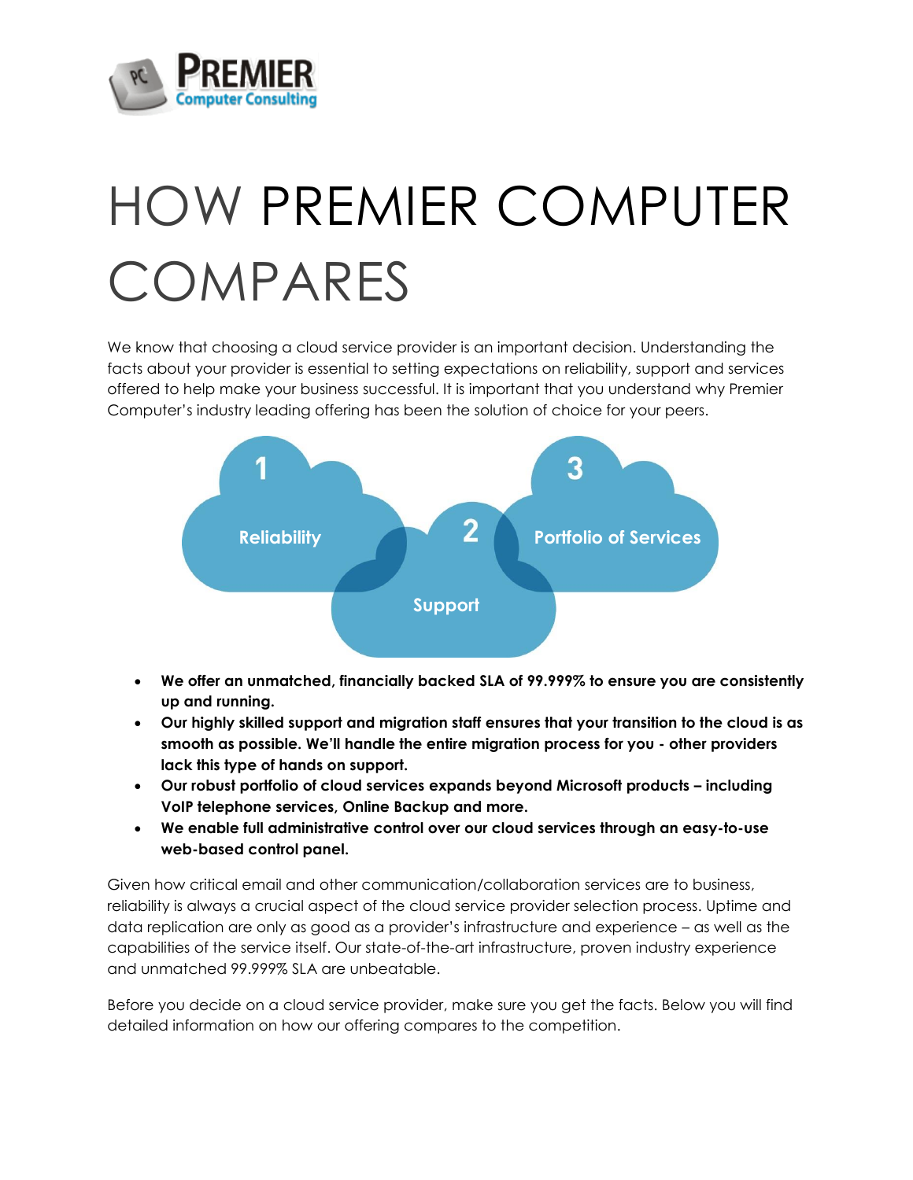PREMIER Computer Consulting

# HOW PREMIER COMPUTER COMPARES

We know that choosing a cloud service provider is an important decision. Understanding the facts about your provider is essential to setting expectations on reliability, support and services offered to help make your business successful. It is important that you understand why Premier Computer's industry leading offering has been the solution of choice for your peers.

1 Reliability

2 Support

3 Portfolio of Services

- **We offer an unmatched, financially backed SLA of 99.999% to ensure you are consistently up and running.**
- **Our highly skilled support and migration staff ensures that your transition to the cloud is as smooth as possible. We'll handle the entire migration process for you - other providers lack this type of hands on support.**
- **Our robust portfolio of cloud services expands beyond Microsoft products – including VoIP telephone services, Online Backup and more.**
- **We enable full administrative control over our cloud services through an easy-to-use web-based control panel.**

Given how critical email and other communication/collaboration services are to business, reliability is always a crucial aspect of the cloud service provider selection process. Uptime and data replication are only as good as a provider's infrastructure and experience – as well as the capabilities of the service itself. Our state-of-the-art infrastructure, proven industry experience and unmatched 99.999% SLA are unbeatable.

Before you decide on a cloud service provider, make sure you get the facts. Below you will find detailed information on how our offering compares to the competition.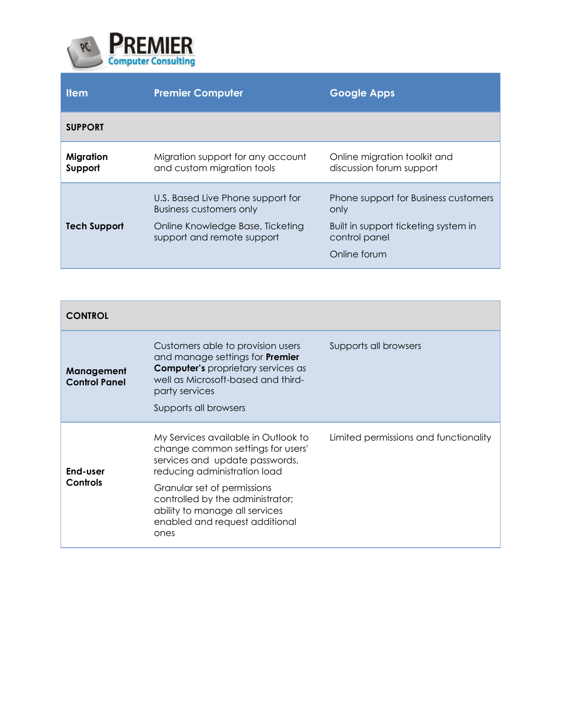| Item | Premier Computer | Google Apps |
|---|---|---|
| **SUPPORT** | | |
| **Migration Support** | Migration support for any account and custom migration tools | Online migration toolkit and discussion forum support |
| **Tech Support** | U.S. Based Live Phone support for Business Customers only<br><br>Online Knowledge Base, Ticketing support and remote support | Phone support for Business customers only<br><br>Built in support ticketing system in control panel<br><br>Online forum |
| **CONTROL** | | |
| **Management Control Panel** | Customers able to provision users and manage settings for **Premier Computer's** proprietary services as well as Microsoft-based and third-party services<br><br>Supports all browsers | Supports all browsers |
| **End-user Controls** | My Services available in Outlook to change common settings for users' services and update passwords, reducing administration load<br><br>Granular set of permissions controlled by the administrator; ability to manage all services enabled and request additional ones | Limited permissions and functionality |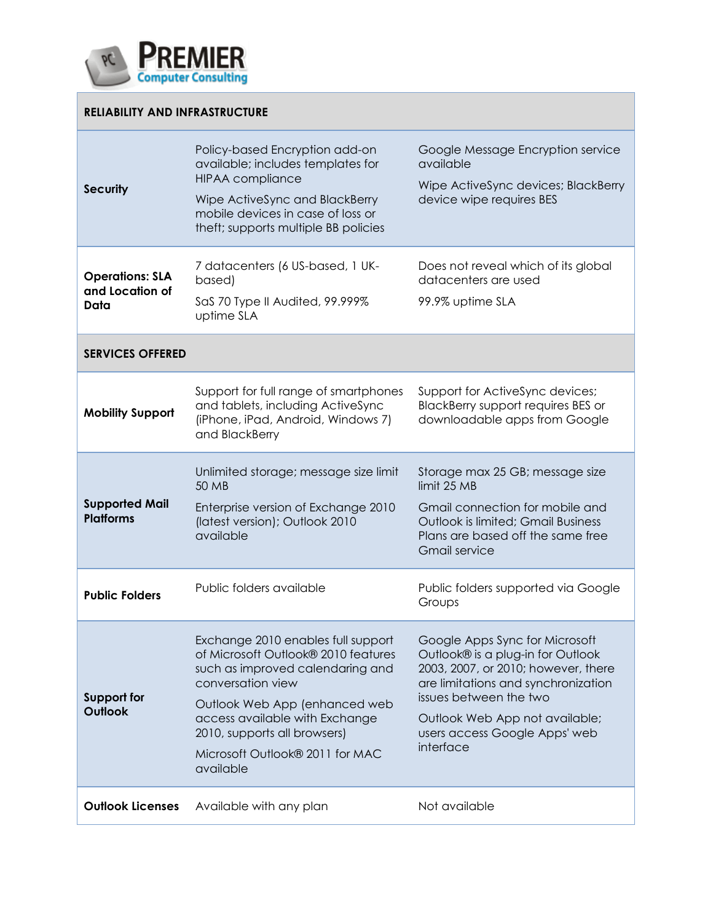| RELIABILITY AND INFRASTRUCTURE | | |
|---|---|---|
| **Security** | Policy-based Encryption add-on available; includes templates for HIPAA compliance<br><br>Wipe ActiveSync and BlackBerry mobile devices in case of loss or theft; supports multiple BB policies | Google Message Encryption service available<br><br>Wipe ActiveSync devices; BlackBerry device wipe requires BES |
| **Operations: SLA and Location of Data** | 7 datacenters (6 US-based, 1 UK-based)<br><br>SaS 70 Type II Audited, 99.999% uptime SLA | Does not reveal which of its global datacenters are used<br><br>99.9% uptime SLA |
| **SERVICES OFFERED** | | |
| **Mobility Support** | Support for full range of smartphones and tablets, including ActiveSync (iPhone, iPad, Android, Windows 7) and BlackBerry | Support for ActiveSync devices; BlackBerry support requires BES or downloadable apps from Google |
| **Supported Mail Platforms** | Unlimited storage; message size limit 50 MB<br><br>Enterprise version of Exchange 2010 (latest version); Outlook 2010 available | Storage max 25 GB; message size limit 25 MB<br><br>Gmail connection for mobile and Outlook is limited; Gmail Business Plans are based off the same free Gmail service |
| **Public Folders** | Public folders available | Public folders supported via Google Groups |
| **Support for Outlook** | Exchange 2010 enables full support of Microsoft Outlook® 2010 features such as improved calendaring and conversation view<br><br>Outlook Web App (enhanced web access available with Exchange 2010, supports all browsers)<br><br>Microsoft Outlook® 2011 for MAC available | Google Apps Sync for Microsoft Outlook® is a plug-in for Outlook 2003, 2007, or 2010; however, there are limitations and synchronization issues between the two<br><br>Outlook Web App not available; users access Google Apps' web interface |
| **Outlook Licenses** | Available with any plan | Not available |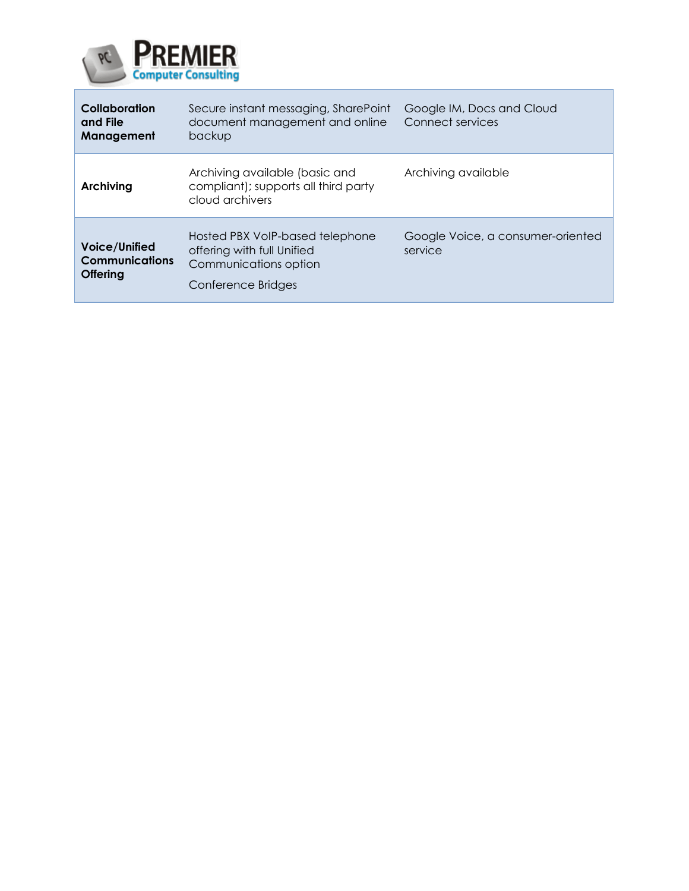| | | |
|---|---|---|
| **Collaboration and File Management** | Secure instant messaging, SharePoint document management and online backup | Google IM, Docs and Cloud Connect services |
| **Archiving** | Archiving available (basic and compliant); supports all third party cloud archivers | Archiving available |
| **Voice/Unified Communications Offering** | Hosted PBX VoIP-based telephone offering with full Unified Communications option<br><br>Conference Bridges | Google Voice, a consumer-oriented service |